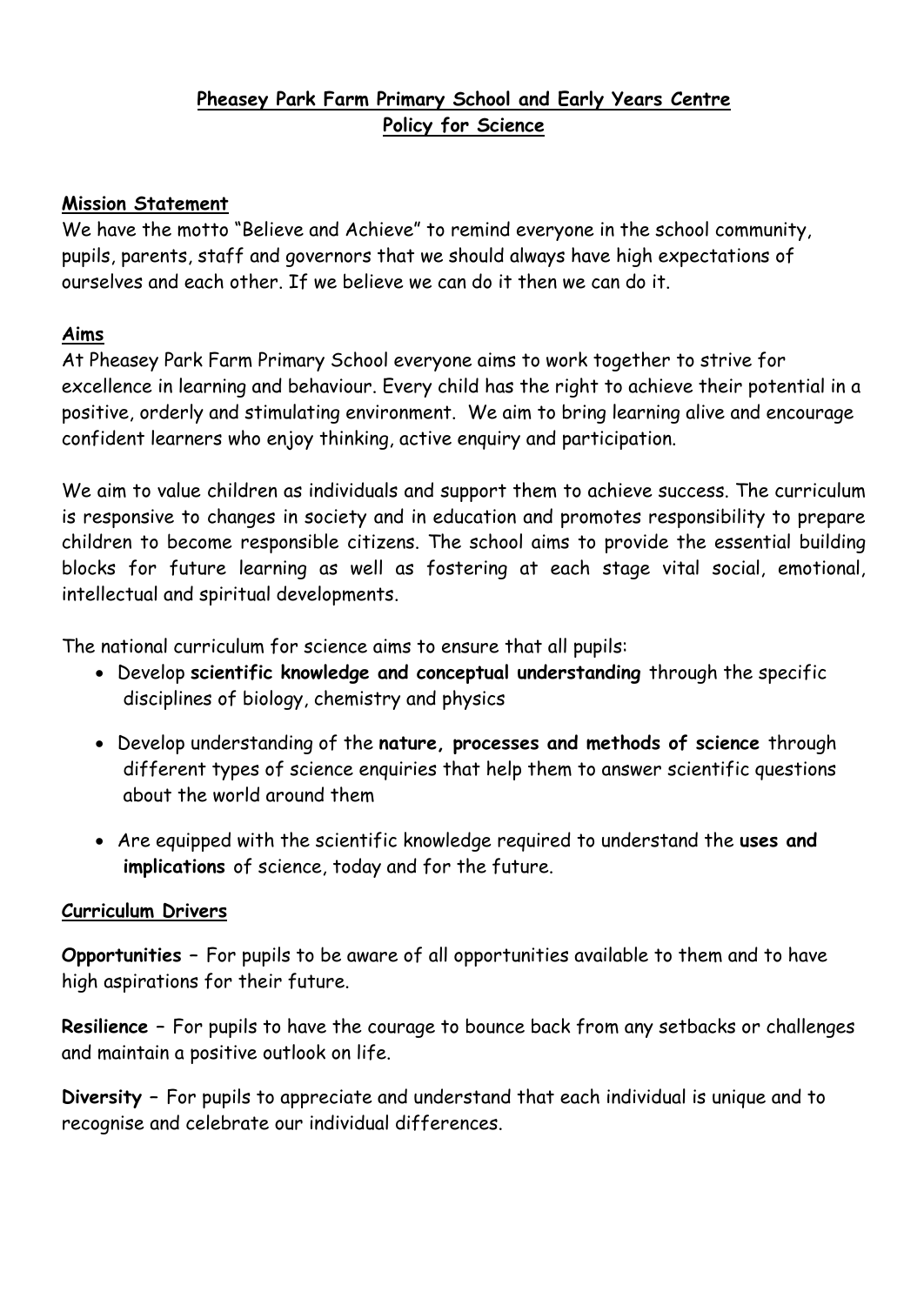# Pheasey Park Farm Primary School and Early Years Centre
# Policy for Science

## Mission Statement

We have the motto "Believe and Achieve" to remind everyone in the school community, pupils, parents, staff and governors that we should always have high expectations of ourselves and each other. If we believe we can do it then we can do it.

## Aims

At Pheasey Park Farm Primary School everyone aims to work together to strive for excellence in learning and behaviour. Every child has the right to achieve their potential in a positive, orderly and stimulating environment. We aim to bring learning alive and encourage confident learners who enjoy thinking, active enquiry and participation.

We aim to value children as individuals and support them to achieve success. The curriculum is responsive to changes in society and in education and promotes responsibility to prepare children to become responsible citizens. The school aims to provide the essential building blocks for future learning as well as fostering at each stage vital social, emotional, intellectual and spiritual developments.

The national curriculum for science aims to ensure that all pupils:

- Develop **scientific knowledge and conceptual understanding** through the specific disciplines of biology, chemistry and physics
- Develop understanding of the **nature, processes and methods of science** through different types of science enquiries that help them to answer scientific questions about the world around them
- Are equipped with the scientific knowledge required to understand the **uses and implications** of science, today and for the future.

## Curriculum Drivers

**Opportunities** – For pupils to be aware of all opportunities available to them and to have high aspirations for their future.

**Resilience** – For pupils to have the courage to bounce back from any setbacks or challenges and maintain a positive outlook on life.

**Diversity** – For pupils to appreciate and understand that each individual is unique and to recognise and celebrate our individual differences.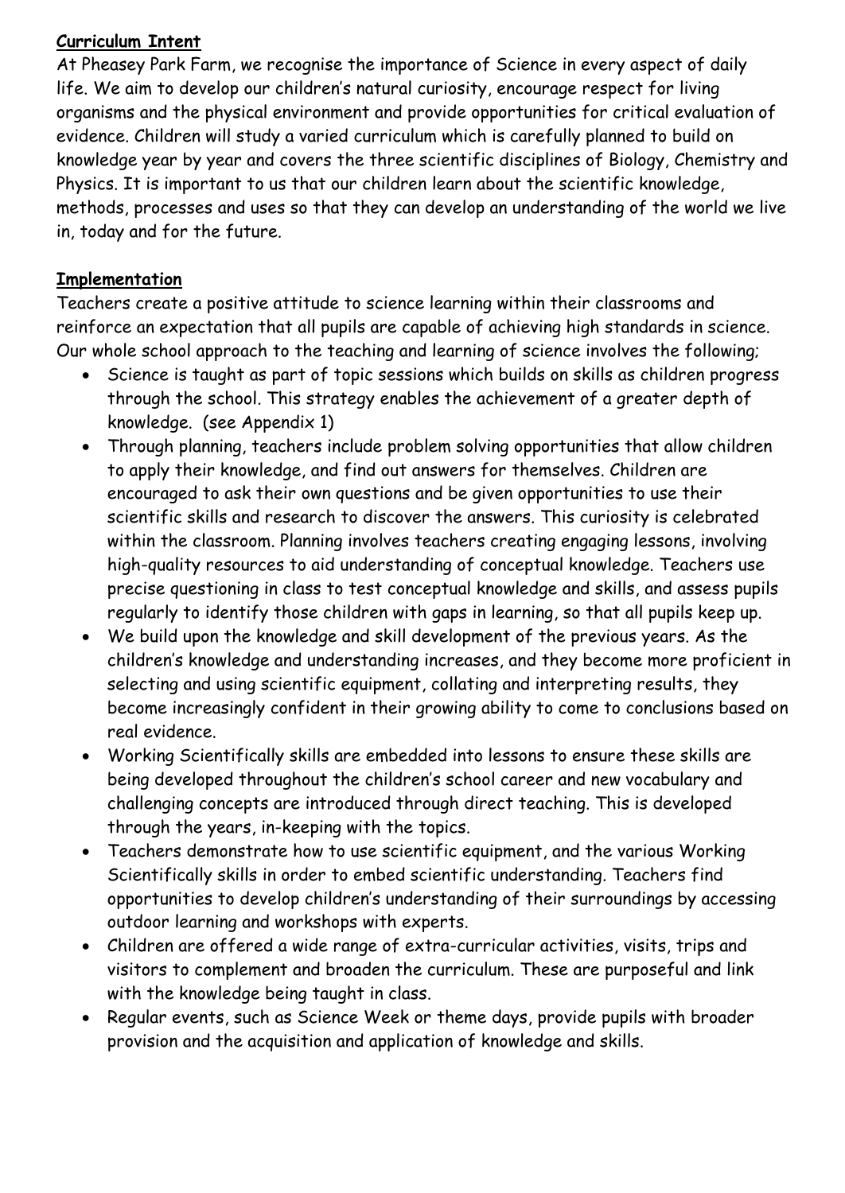**Curriculum Intent**

At Pheasey Park Farm, we recognise the importance of Science in every aspect of daily life. We aim to develop our children's natural curiosity, encourage respect for living organisms and the physical environment and provide opportunities for critical evaluation of evidence. Children will study a varied curriculum which is carefully planned to build on knowledge year by year and covers the three scientific disciplines of Biology, Chemistry and Physics. It is important to us that our children learn about the scientific knowledge, methods, processes and uses so that they can develop an understanding of the world we live in, today and for the future.

**Implementation**

Teachers create a positive attitude to science learning within their classrooms and reinforce an expectation that all pupils are capable of achieving high standards in science. Our whole school approach to the teaching and learning of science involves the following;

- Science is taught as part of topic sessions which builds on skills as children progress through the school. This strategy enables the achievement of a greater depth of knowledge. (see Appendix 1)
- Through planning, teachers include problem solving opportunities that allow children to apply their knowledge, and find out answers for themselves. Children are encouraged to ask their own questions and be given opportunities to use their scientific skills and research to discover the answers. This curiosity is celebrated within the classroom. Planning involves teachers creating engaging lessons, involving high-quality resources to aid understanding of conceptual knowledge. Teachers use precise questioning in class to test conceptual knowledge and skills, and assess pupils regularly to identify those children with gaps in learning, so that all pupils keep up.
- We build upon the knowledge and skill development of the previous years. As the children's knowledge and understanding increases, and they become more proficient in selecting and using scientific equipment, collating and interpreting results, they become increasingly confident in their growing ability to come to conclusions based on real evidence.
- Working Scientifically skills are embedded into lessons to ensure these skills are being developed throughout the children's school career and new vocabulary and challenging concepts are introduced through direct teaching. This is developed through the years, in-keeping with the topics.
- Teachers demonstrate how to use scientific equipment, and the various Working Scientifically skills in order to embed scientific understanding. Teachers find opportunities to develop children's understanding of their surroundings by accessing outdoor learning and workshops with experts.
- Children are offered a wide range of extra-curricular activities, visits, trips and visitors to complement and broaden the curriculum. These are purposeful and link with the knowledge being taught in class.
- Regular events, such as Science Week or theme days, provide pupils with broader provision and the acquisition and application of knowledge and skills.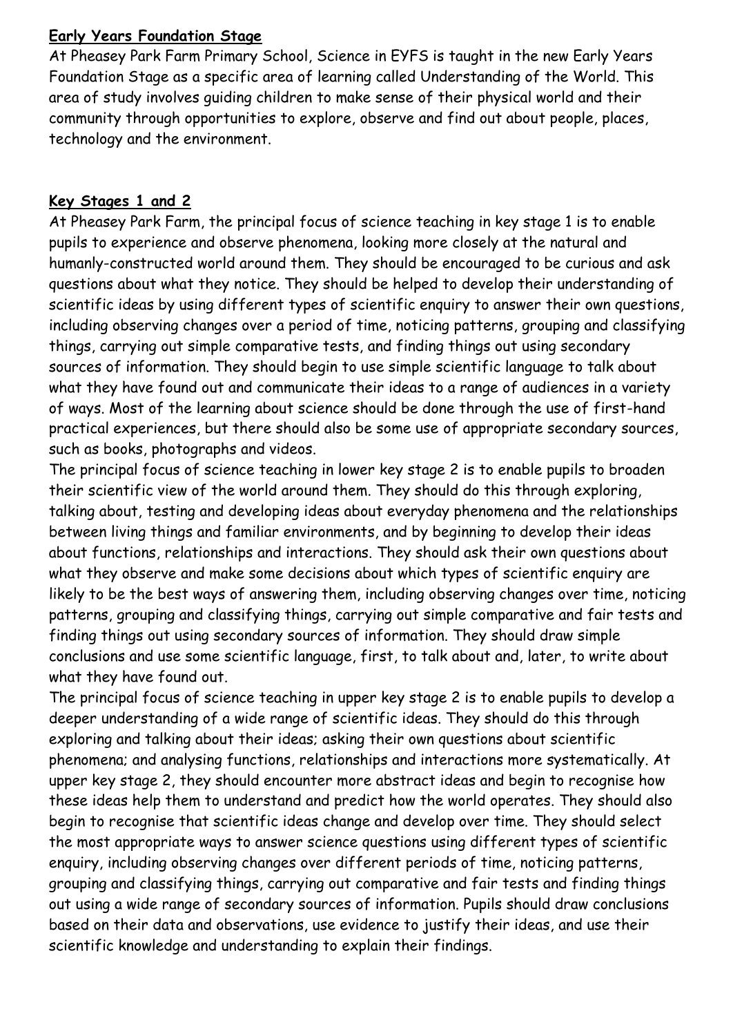**Early Years Foundation Stage**

At Pheasey Park Farm Primary School, Science in EYFS is taught in the new Early Years Foundation Stage as a specific area of learning called Understanding of the World. This area of study involves guiding children to make sense of their physical world and their community through opportunities to explore, observe and find out about people, places, technology and the environment.

**Key Stages 1 and 2**

At Pheasey Park Farm, the principal focus of science teaching in key stage 1 is to enable pupils to experience and observe phenomena, looking more closely at the natural and humanly-constructed world around them. They should be encouraged to be curious and ask questions about what they notice. They should be helped to develop their understanding of scientific ideas by using different types of scientific enquiry to answer their own questions, including observing changes over a period of time, noticing patterns, grouping and classifying things, carrying out simple comparative tests, and finding things out using secondary sources of information. They should begin to use simple scientific language to talk about what they have found out and communicate their ideas to a range of audiences in a variety of ways. Most of the learning about science should be done through the use of first-hand practical experiences, but there should also be some use of appropriate secondary sources, such as books, photographs and videos.

The principal focus of science teaching in lower key stage 2 is to enable pupils to broaden their scientific view of the world around them. They should do this through exploring, talking about, testing and developing ideas about everyday phenomena and the relationships between living things and familiar environments, and by beginning to develop their ideas about functions, relationships and interactions. They should ask their own questions about what they observe and make some decisions about which types of scientific enquiry are likely to be the best ways of answering them, including observing changes over time, noticing patterns, grouping and classifying things, carrying out simple comparative and fair tests and finding things out using secondary sources of information. They should draw simple conclusions and use some scientific language, first, to talk about and, later, to write about what they have found out.

The principal focus of science teaching in upper key stage 2 is to enable pupils to develop a deeper understanding of a wide range of scientific ideas. They should do this through exploring and talking about their ideas; asking their own questions about scientific phenomena; and analysing functions, relationships and interactions more systematically. At upper key stage 2, they should encounter more abstract ideas and begin to recognise how these ideas help them to understand and predict how the world operates. They should also begin to recognise that scientific ideas change and develop over time. They should select the most appropriate ways to answer science questions using different types of scientific enquiry, including observing changes over different periods of time, noticing patterns, grouping and classifying things, carrying out comparative and fair tests and finding things out using a wide range of secondary sources of information. Pupils should draw conclusions based on their data and observations, use evidence to justify their ideas, and use their scientific knowledge and understanding to explain their findings.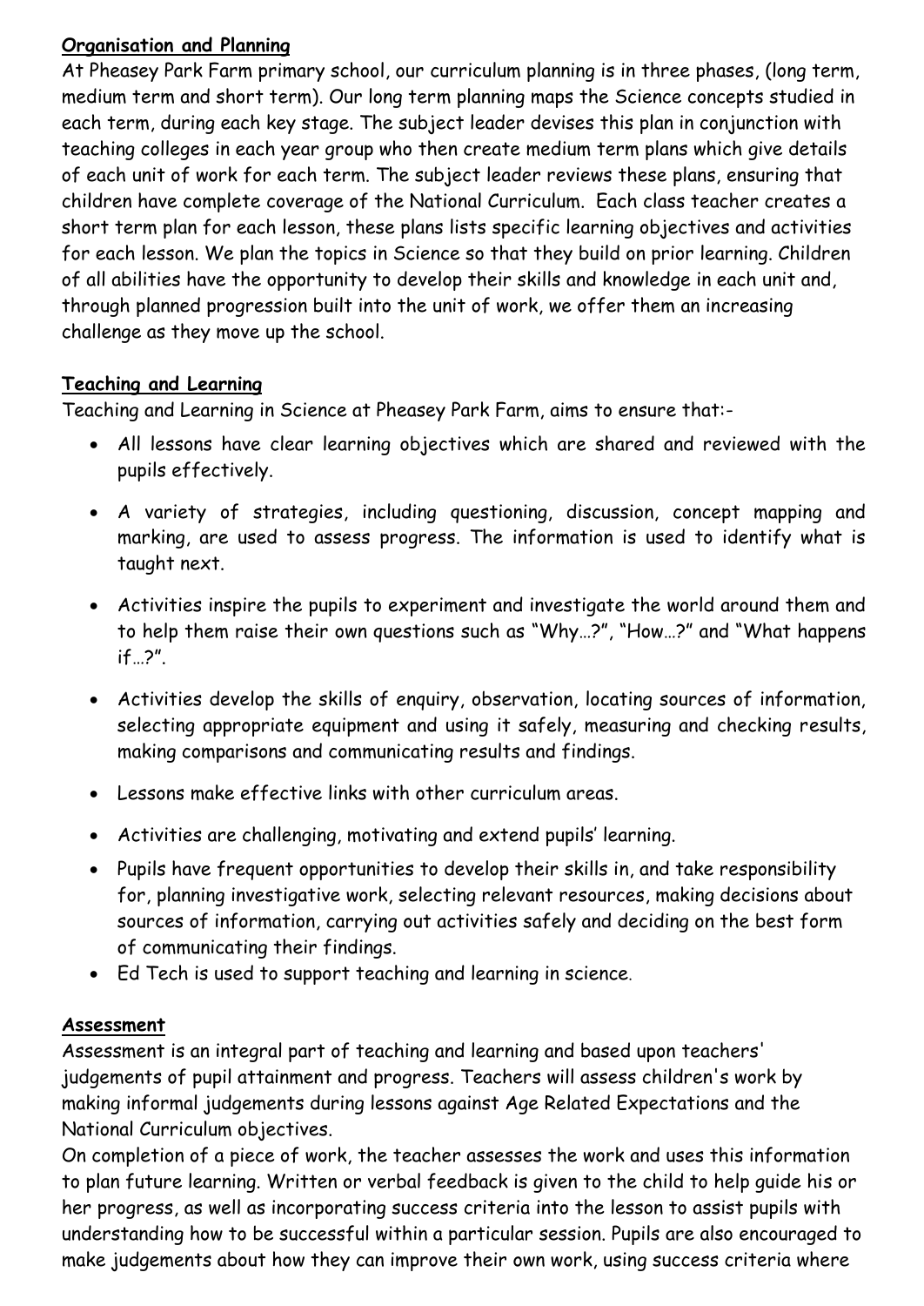**Organisation and Planning**

At Pheasey Park Farm primary school, our curriculum planning is in three phases, (long term, medium term and short term). Our long term planning maps the Science concepts studied in each term, during each key stage. The subject leader devises this plan in conjunction with teaching colleges in each year group who then create medium term plans which give details of each unit of work for each term. The subject leader reviews these plans, ensuring that children have complete coverage of the National Curriculum. Each class teacher creates a short term plan for each lesson, these plans lists specific learning objectives and activities for each lesson. We plan the topics in Science so that they build on prior learning. Children of all abilities have the opportunity to develop their skills and knowledge in each unit and, through planned progression built into the unit of work, we offer them an increasing challenge as they move up the school.

**Teaching and Learning**

Teaching and Learning in Science at Pheasey Park Farm, aims to ensure that:-

- All lessons have clear learning objectives which are shared and reviewed with the pupils effectively.
- A variety of strategies, including questioning, discussion, concept mapping and marking, are used to assess progress. The information is used to identify what is taught next.
- Activities inspire the pupils to experiment and investigate the world around them and to help them raise their own questions such as "Why…?", "How…?" and "What happens if…?".
- Activities develop the skills of enquiry, observation, locating sources of information, selecting appropriate equipment and using it safely, measuring and checking results, making comparisons and communicating results and findings.
- Lessons make effective links with other curriculum areas.
- Activities are challenging, motivating and extend pupils' learning.
- Pupils have frequent opportunities to develop their skills in, and take responsibility for, planning investigative work, selecting relevant resources, making decisions about sources of information, carrying out activities safely and deciding on the best form of communicating their findings.
- Ed Tech is used to support teaching and learning in science.

**Assessment**

Assessment is an integral part of teaching and learning and based upon teachers' judgements of pupil attainment and progress. Teachers will assess children's work by making informal judgements during lessons against Age Related Expectations and the National Curriculum objectives.

On completion of a piece of work, the teacher assesses the work and uses this information to plan future learning. Written or verbal feedback is given to the child to help guide his or her progress, as well as incorporating success criteria into the lesson to assist pupils with understanding how to be successful within a particular session. Pupils are also encouraged to make judgements about how they can improve their own work, using success criteria where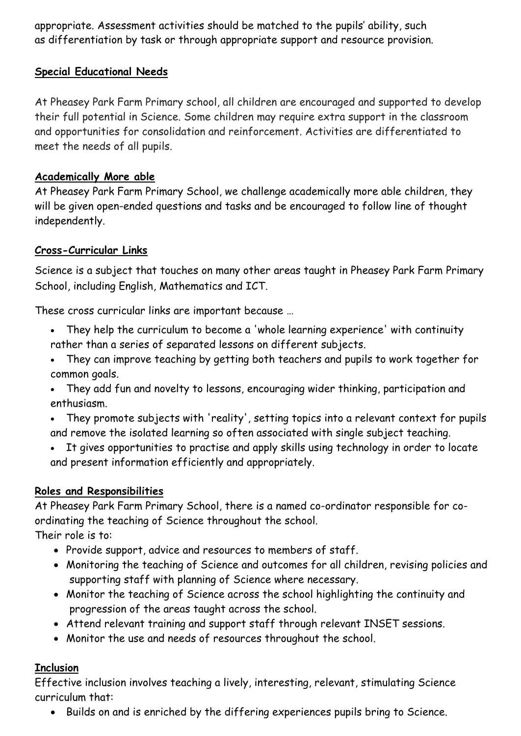appropriate. Assessment activities should be matched to the pupils' ability, such as differentiation by task or through appropriate support and resource provision.

### **Special Educational Needs**

At Pheasey Park Farm Primary school, all children are encouraged and supported to develop their full potential in Science. Some children may require extra support in the classroom and opportunities for consolidation and reinforcement. Activities are differentiated to meet the needs of all pupils.

### **Academically More able**

At Pheasey Park Farm Primary School, we challenge academically more able children, they will be given open-ended questions and tasks and be encouraged to follow line of thought independently.

### **Cross-Curricular Links**

Science is a subject that touches on many other areas taught in Pheasey Park Farm Primary School, including English, Mathematics and ICT.

These cross curricular links are important because …

- They help the curriculum to become a 'whole learning experience' with continuity rather than a series of separated lessons on different subjects.
- They can improve teaching by getting both teachers and pupils to work together for common goals.
- They add fun and novelty to lessons, encouraging wider thinking, participation and enthusiasm.
- They promote subjects with 'reality', setting topics into a relevant context for pupils and remove the isolated learning so often associated with single subject teaching.
- It gives opportunities to practise and apply skills using technology in order to locate and present information efficiently and appropriately.

### **Roles and Responsibilities**

At Pheasey Park Farm Primary School, there is a named co-ordinator responsible for co-ordinating the teaching of Science throughout the school.
Their role is to:

- Provide support, advice and resources to members of staff.
- Monitoring the teaching of Science and outcomes for all children, revising policies and supporting staff with planning of Science where necessary.
- Monitor the teaching of Science across the school highlighting the continuity and progression of the areas taught across the school.
- Attend relevant training and support staff through relevant INSET sessions.
- Monitor the use and needs of resources throughout the school.

### **Inclusion**

Effective inclusion involves teaching a lively, interesting, relevant, stimulating Science curriculum that:

- Builds on and is enriched by the differing experiences pupils bring to Science.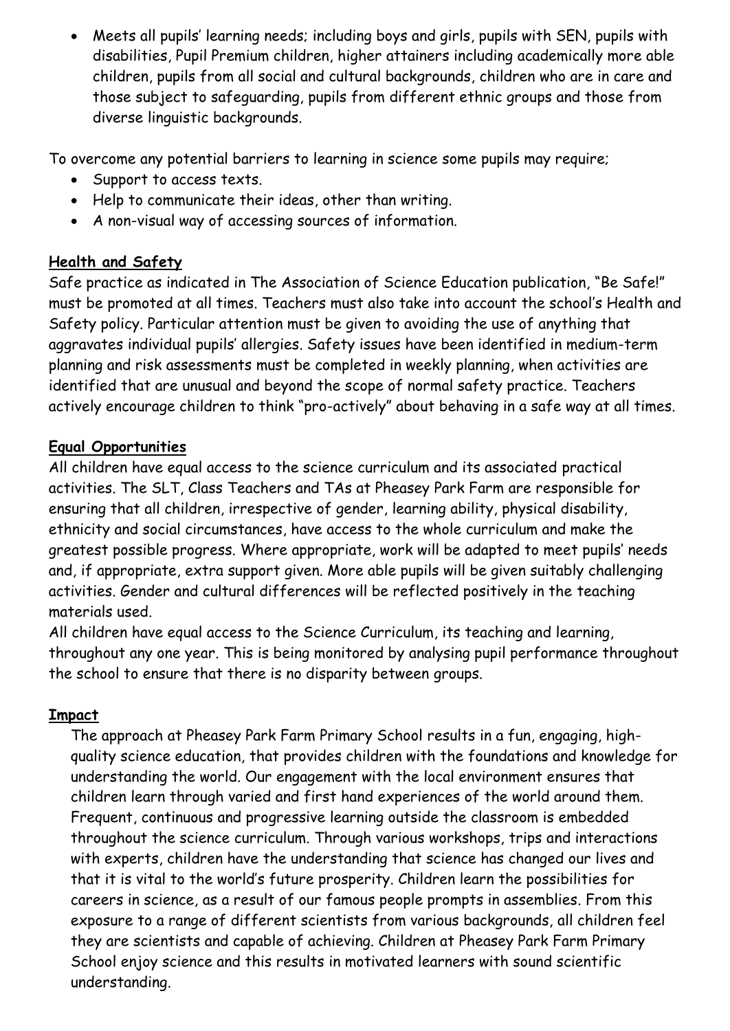- Meets all pupils' learning needs; including boys and girls, pupils with SEN, pupils with disabilities, Pupil Premium children, higher attainers including academically more able children, pupils from all social and cultural backgrounds, children who are in care and those subject to safeguarding, pupils from different ethnic groups and those from diverse linguistic backgrounds.

To overcome any potential barriers to learning in science some pupils may require;

- Support to access texts.
- Help to communicate their ideas, other than writing.
- A non-visual way of accessing sources of information.

**Health and Safety**

Safe practice as indicated in The Association of Science Education publication, "Be Safe!" must be promoted at all times. Teachers must also take into account the school's Health and Safety policy. Particular attention must be given to avoiding the use of anything that aggravates individual pupils' allergies. Safety issues have been identified in medium-term planning and risk assessments must be completed in weekly planning, when activities are identified that are unusual and beyond the scope of normal safety practice. Teachers actively encourage children to think "pro-actively" about behaving in a safe way at all times.

**Equal Opportunities**

All children have equal access to the science curriculum and its associated practical activities. The SLT, Class Teachers and TAs at Pheasey Park Farm are responsible for ensuring that all children, irrespective of gender, learning ability, physical disability, ethnicity and social circumstances, have access to the whole curriculum and make the greatest possible progress. Where appropriate, work will be adapted to meet pupils' needs and, if appropriate, extra support given. More able pupils will be given suitably challenging activities. Gender and cultural differences will be reflected positively in the teaching materials used.

All children have equal access to the Science Curriculum, its teaching and learning, throughout any one year. This is being monitored by analysing pupil performance throughout the school to ensure that there is no disparity between groups.

**Impact**

The approach at Pheasey Park Farm Primary School results in a fun, engaging, high-quality science education, that provides children with the foundations and knowledge for understanding the world. Our engagement with the local environment ensures that children learn through varied and first hand experiences of the world around them. Frequent, continuous and progressive learning outside the classroom is embedded throughout the science curriculum. Through various workshops, trips and interactions with experts, children have the understanding that science has changed our lives and that it is vital to the world's future prosperity. Children learn the possibilities for careers in science, as a result of our famous people prompts in assemblies. From this exposure to a range of different scientists from various backgrounds, all children feel they are scientists and capable of achieving. Children at Pheasey Park Farm Primary School enjoy science and this results in motivated learners with sound scientific understanding.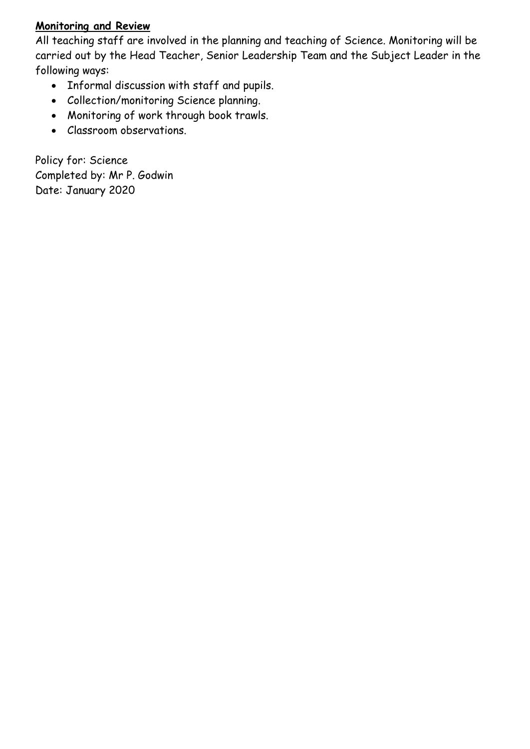## **Monitoring and Review**

All teaching staff are involved in the planning and teaching of Science. Monitoring will be carried out by the Head Teacher, Senior Leadership Team and the Subject Leader in the following ways:

- Informal discussion with staff and pupils.
- Collection/monitoring Science planning.
- Monitoring of work through book trawls.
- Classroom observations.

Policy for: Science
Completed by: Mr P. Godwin
Date: January 2020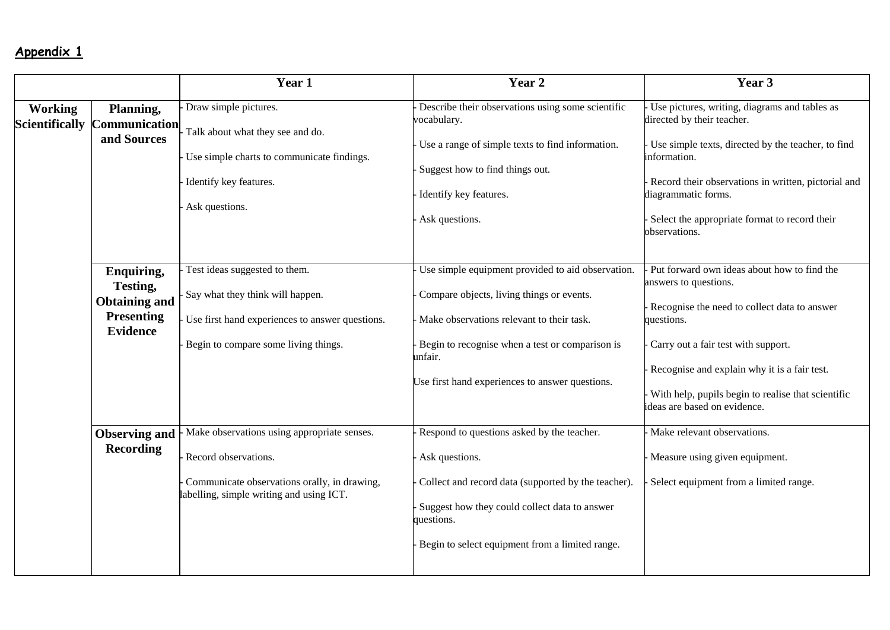**Appendix 1**

| | | Year 1 | Year 2 | Year 3 |
|---|---|---|---|---|
| **Working Scientifically** | **Planning, Communication and Sources** | - Draw simple pictures.<br><br>- Talk about what they see and do.<br><br>- Use simple charts to communicate findings.<br><br>- Identify key features.<br><br>- Ask questions. | - Describe their observations using some scientific vocabulary.<br><br>- Use a range of simple texts to find information.<br><br>- Suggest how to find things out.<br><br>- Identify key features.<br><br>- Ask questions. | - Use pictures, writing, diagrams and tables as directed by their teacher.<br><br>- Use simple texts, directed by the teacher, to find information.<br><br>- Record their observations in written, pictorial and diagrammatic forms.<br><br>- Select the appropriate format to record their observations. |
| | **Enquiring, Testing, Obtaining and Presenting Evidence** | - Test ideas suggested to them.<br><br>- Say what they think will happen.<br><br>- Use first hand experiences to answer questions.<br><br>- Begin to compare some living things. | - Use simple equipment provided to aid observation.<br><br>- Compare objects, living things or events.<br><br>- Make observations relevant to their task.<br><br>- Begin to recognise when a test or comparison is unfair.<br><br>Use first hand experiences to answer questions. | - Put forward own ideas about how to find the answers to questions.<br><br>- Recognise the need to collect data to answer questions.<br><br>- Carry out a fair test with support.<br><br>- Recognise and explain why it is a fair test.<br><br>- With help, pupils begin to realise that scientific ideas are based on evidence. |
| | **Observing and Recording** | - Make observations using appropriate senses.<br><br>- Record observations.<br><br>- Communicate observations orally, in drawing, labelling, simple writing and using ICT. | - Respond to questions asked by the teacher.<br><br>- Ask questions.<br><br>- Collect and record data (supported by the teacher).<br><br>- Suggest how they could collect data to answer questions.<br><br>- Begin to select equipment from a limited range. | - Make relevant observations.<br><br>- Measure using given equipment.<br><br>- Select equipment from a limited range. |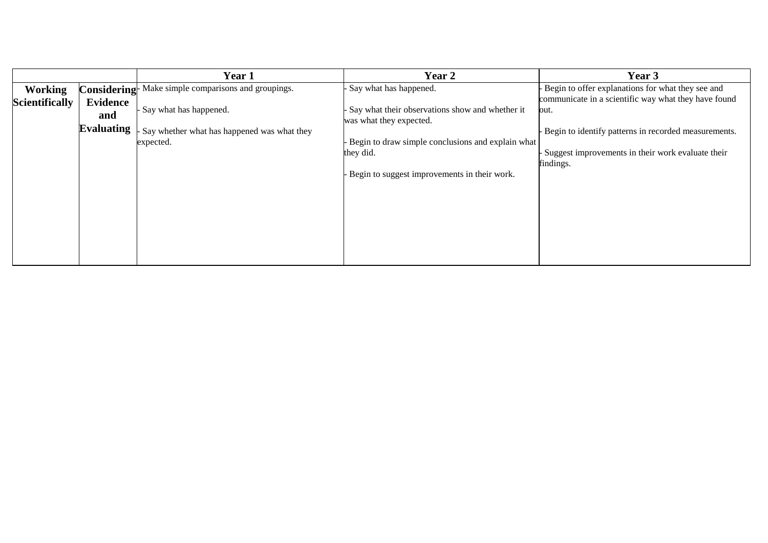| | | Year 1 | Year 2 | Year 3 |
|---|---|---|---|---|
| **Working Scientifically** | **Considering Evidence and Evaluating** | - Make simple comparisons and groupings.<br><br>- Say what has happened.<br><br>- Say whether what has happened was what they expected. | - Say what has happened.<br><br>- Say what their observations show and whether it was what they expected.<br><br>- Begin to draw simple conclusions and explain what they did.<br><br>- Begin to suggest improvements in their work. | - Begin to offer explanations for what they see and communicate in a scientific way what they have found out.<br><br>- Begin to identify patterns in recorded measurements.<br><br>- Suggest improvements in their work evaluate their findings. |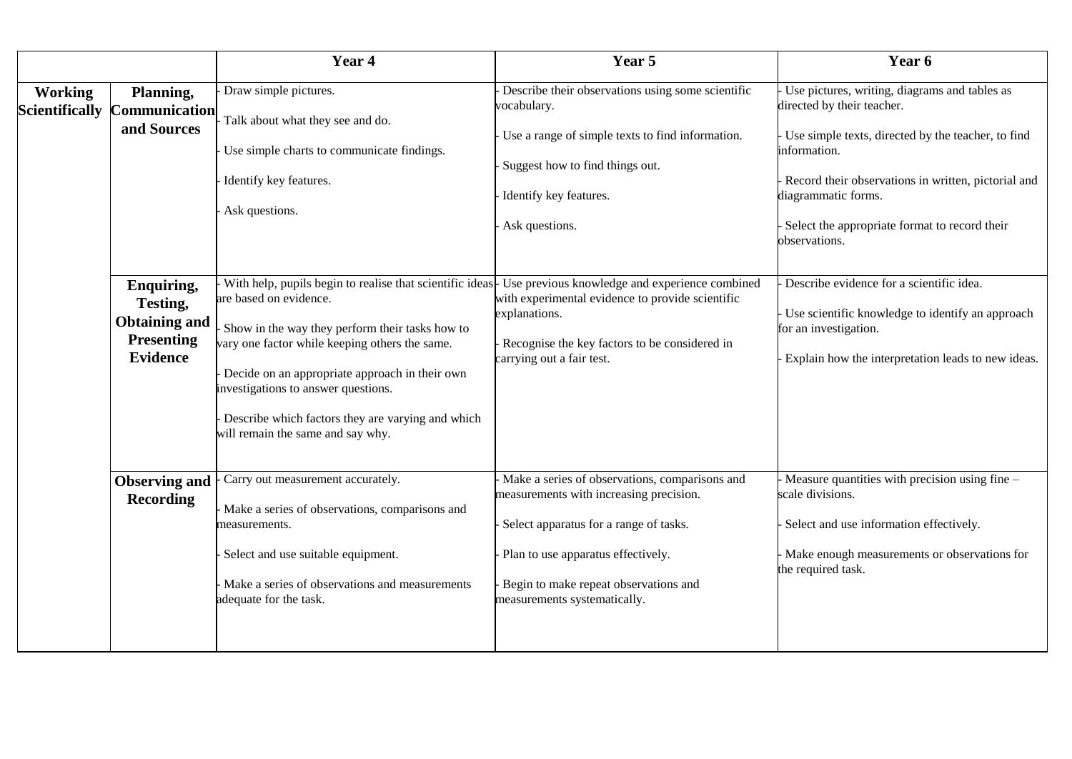| | | Year 4 | Year 5 | Year 6 |
|---|---|---|---|---|
| **Working Scientifically** | **Planning, Communication and Sources** | - Draw simple pictures.<br><br>- Talk about what they see and do.<br><br>- Use simple charts to communicate findings.<br><br>- Identify key features.<br><br>- Ask questions. | - Describe their observations using some scientific vocabulary.<br><br>- Use a range of simple texts to find information.<br><br>- Suggest how to find things out.<br><br>- Identify key features.<br><br>- Ask questions. | - Use pictures, writing, diagrams and tables as directed by their teacher.<br><br>- Use simple texts, directed by the teacher, to find information.<br><br>- Record their observations in written, pictorial and diagrammatic forms.<br><br>- Select the appropriate format to record their observations. |
| | **Enquiring, Testing, Obtaining and Presenting Evidence** | - With help, pupils begin to realise that scientific ideas are based on evidence.<br><br>- Show in the way they perform their tasks how to vary one factor while keeping others the same.<br><br>- Decide on an appropriate approach in their own investigations to answer questions.<br><br>- Describe which factors they are varying and which will remain the same and say why. | - Use previous knowledge and experience combined with experimental evidence to provide scientific explanations.<br><br>- Recognise the key factors to be considered in carrying out a fair test. | - Describe evidence for a scientific idea.<br><br>- Use scientific knowledge to identify an approach for an investigation.<br><br>- Explain how the interpretation leads to new ideas. |
| | **Observing and Recording** | - Carry out measurement accurately.<br><br>- Make a series of observations, comparisons and measurements.<br><br>- Select and use suitable equipment.<br><br>- Make a series of observations and measurements adequate for the task. | - Make a series of observations, comparisons and measurements with increasing precision.<br><br>- Select apparatus for a range of tasks.<br><br>- Plan to use apparatus effectively.<br><br>- Begin to make repeat observations and measurements systematically. | - Measure quantities with precision using fine – scale divisions.<br><br>- Select and use information effectively.<br><br>- Make enough measurements or observations for the required task. |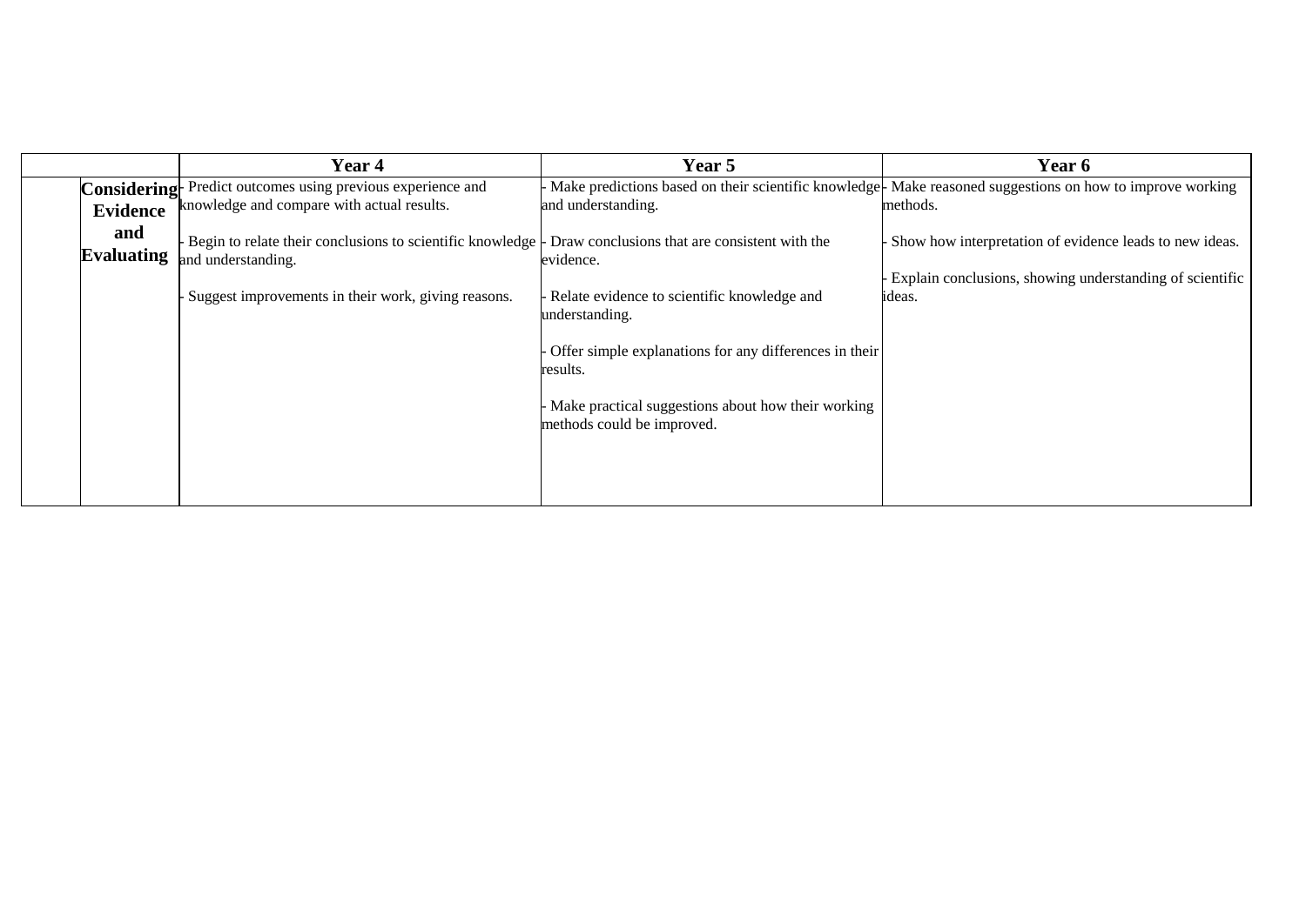| | | Year 4 | Year 5 | Year 6 |
|---|---|---|---|---|
| | **Considering Evidence and Evaluating** | - Predict outcomes using previous experience and knowledge and compare with actual results.<br><br>- Begin to relate their conclusions to scientific knowledge and understanding.<br><br>- Suggest improvements in their work, giving reasons. | - Make predictions based on their scientific knowledge and understanding.<br><br>- Draw conclusions that are consistent with the evidence.<br><br>- Relate evidence to scientific knowledge and understanding.<br><br>- Offer simple explanations for any differences in their results.<br><br>- Make practical suggestions about how their working methods could be improved. | - Make reasoned suggestions on how to improve working methods.<br><br>- Show how interpretation of evidence leads to new ideas.<br><br>- Explain conclusions, showing understanding of scientific ideas. |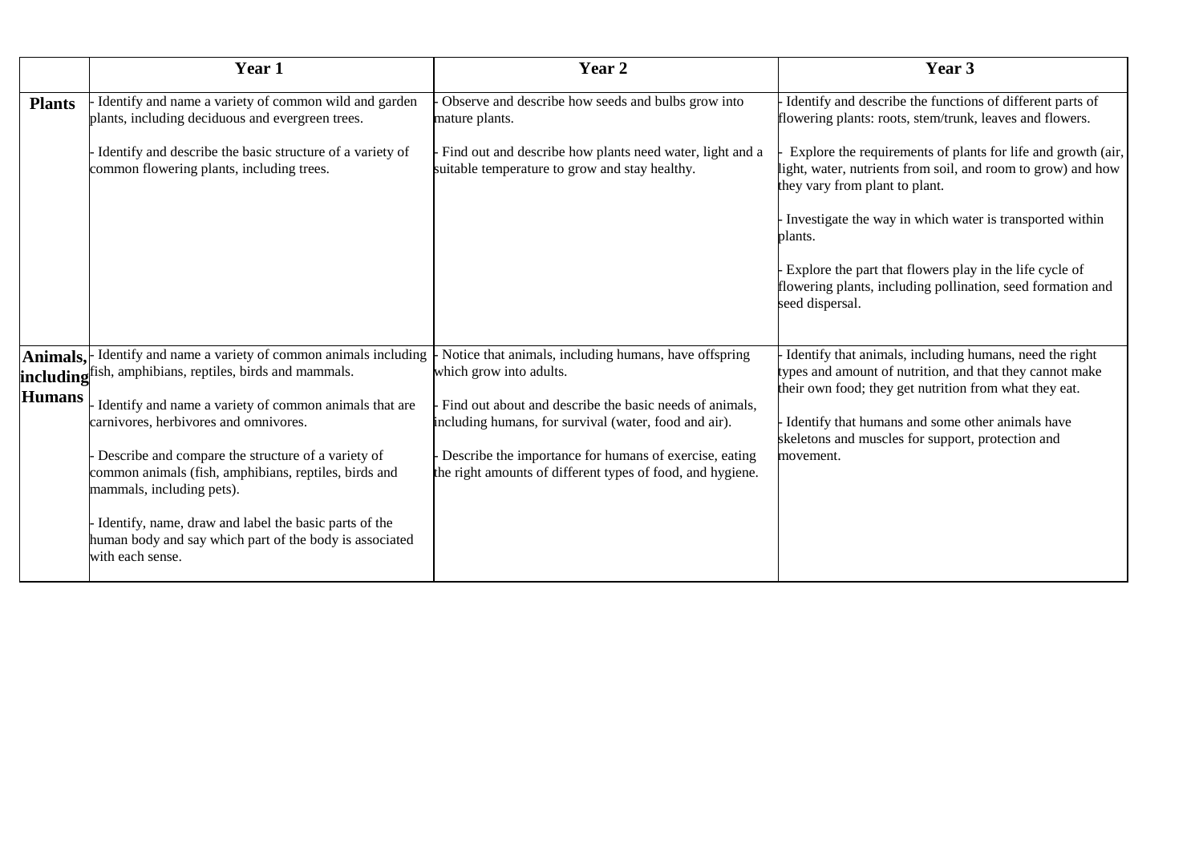| | Year 1 | Year 2 | Year 3 |
|---|---|---|---|
| **Plants** | - Identify and name a variety of common wild and garden plants, including deciduous and evergreen trees.<br><br>- Identify and describe the basic structure of a variety of common flowering plants, including trees. | - Observe and describe how seeds and bulbs grow into mature plants.<br><br>- Find out and describe how plants need water, light and a suitable temperature to grow and stay healthy. | - Identify and describe the functions of different parts of flowering plants: roots, stem/trunk, leaves and flowers.<br><br>- Explore the requirements of plants for life and growth (air, light, water, nutrients from soil, and room to grow) and how they vary from plant to plant.<br><br>- Investigate the way in which water is transported within plants.<br><br>- Explore the part that flowers play in the life cycle of flowering plants, including pollination, seed formation and seed dispersal. |
| **Animals, including Humans** | - Identify and name a variety of common animals including fish, amphibians, reptiles, birds and mammals.<br><br>- Identify and name a variety of common animals that are carnivores, herbivores and omnivores.<br><br>- Describe and compare the structure of a variety of common animals (fish, amphibians, reptiles, birds and mammals, including pets).<br><br>- Identify, name, draw and label the basic parts of the human body and say which part of the body is associated with each sense. | - Notice that animals, including humans, have offspring which grow into adults.<br><br>- Find out about and describe the basic needs of animals, including humans, for survival (water, food and air).<br><br>- Describe the importance for humans of exercise, eating the right amounts of different types of food, and hygiene. | - Identify that animals, including humans, need the right types and amount of nutrition, and that they cannot make their own food; they get nutrition from what they eat.<br><br>- Identify that humans and some other animals have skeletons and muscles for support, protection and movement. |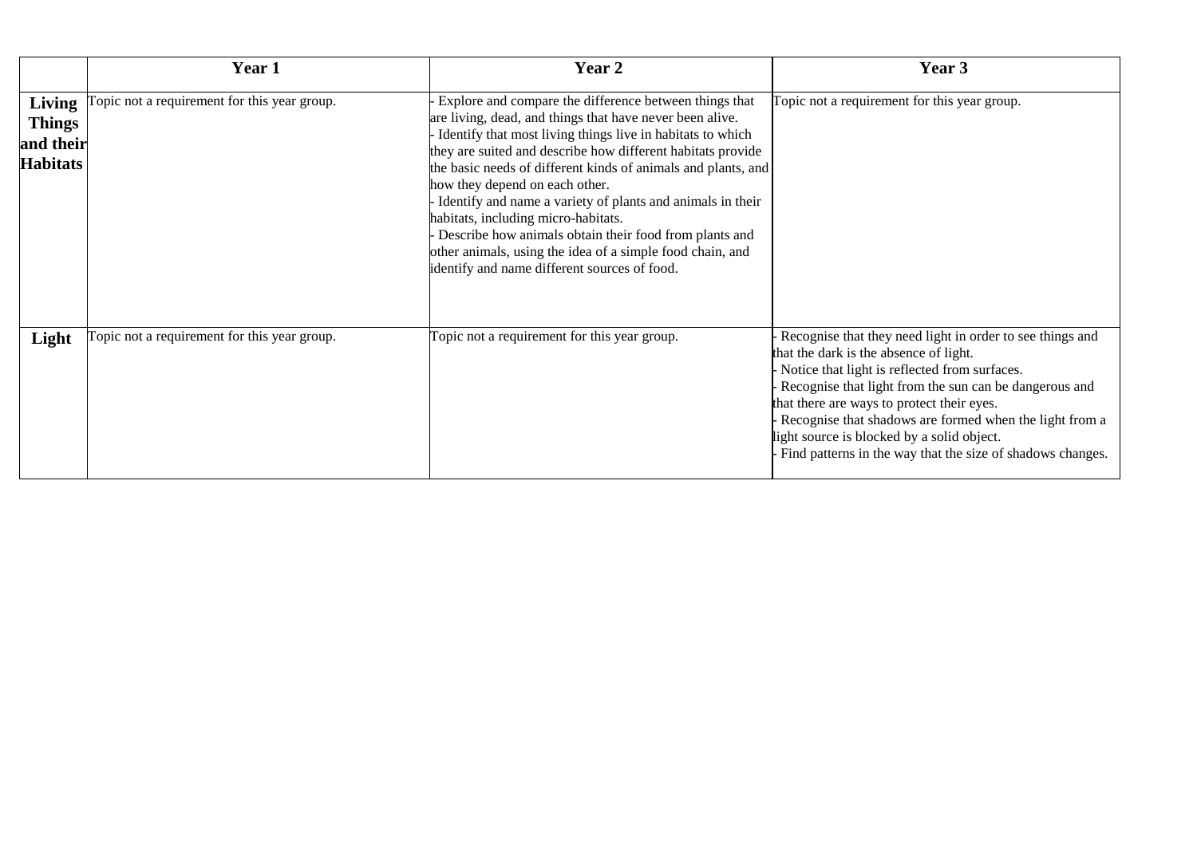| | Year 1 | Year 2 | Year 3 |
|---|---|---|---|
| **Living Things and their Habitats** | Topic not a requirement for this year group. | - Explore and compare the difference between things that are living, dead, and things that have never been alive.<br>- Identify that most living things live in habitats to which they are suited and describe how different habitats provide the basic needs of different kinds of animals and plants, and how they depend on each other.<br>- Identify and name a variety of plants and animals in their habitats, including micro-habitats.<br>- Describe how animals obtain their food from plants and other animals, using the idea of a simple food chain, and identify and name different sources of food. | Topic not a requirement for this year group. |
| **Light** | Topic not a requirement for this year group. | Topic not a requirement for this year group. | - Recognise that they need light in order to see things and that the dark is the absence of light.<br>- Notice that light is reflected from surfaces.<br>- Recognise that light from the sun can be dangerous and that there are ways to protect their eyes.<br>- Recognise that shadows are formed when the light from a light source is blocked by a solid object.<br>- Find patterns in the way that the size of shadows changes. |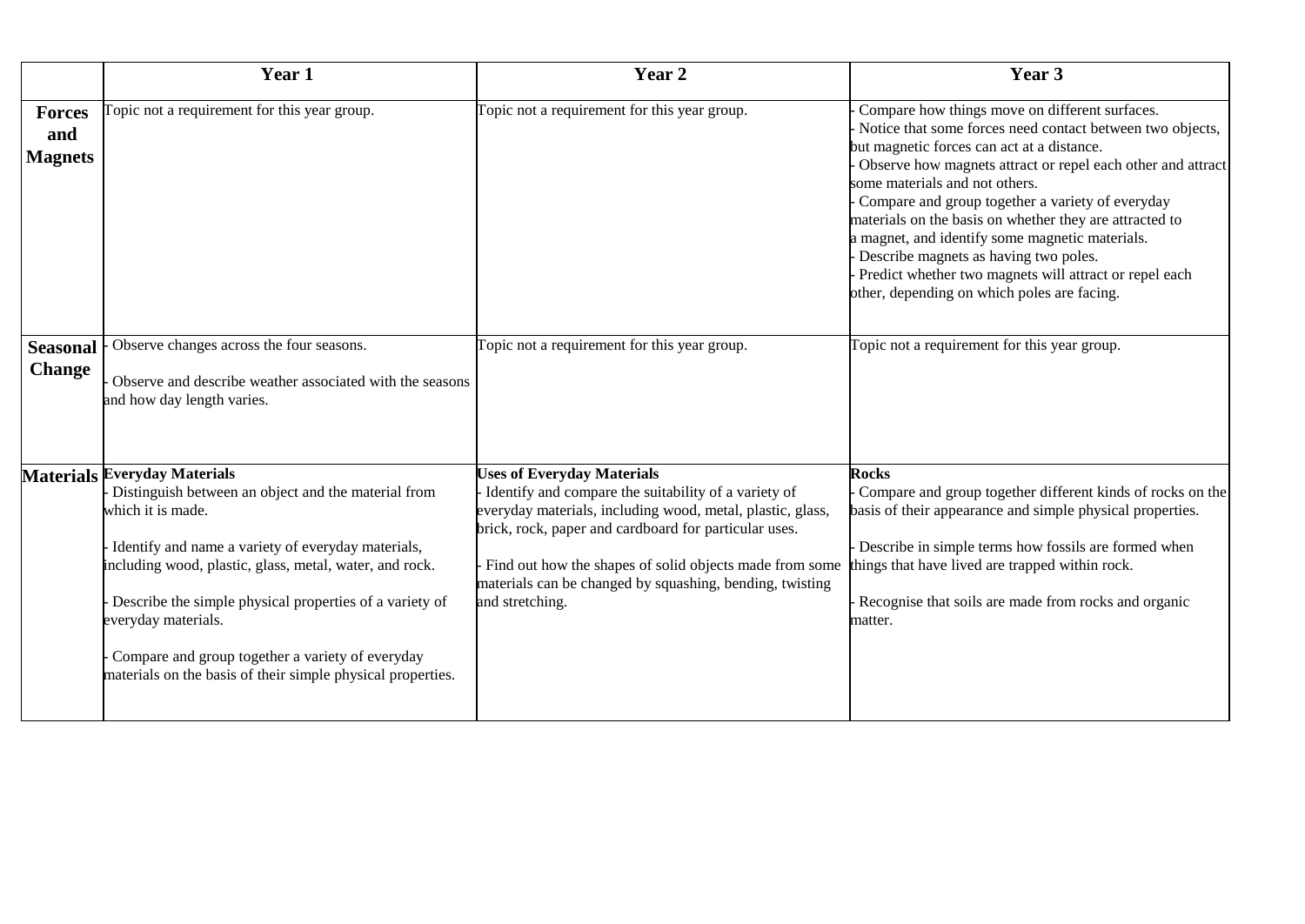| | Year 1 | Year 2 | Year 3 |
|---|---|---|---|
| **Forces and Magnets** | Topic not a requirement for this year group. | Topic not a requirement for this year group. | - Compare how things move on different surfaces.<br>- Notice that some forces need contact between two objects, but magnetic forces can act at a distance.<br>- Observe how magnets attract or repel each other and attract some materials and not others.<br>- Compare and group together a variety of everyday materials on the basis on whether they are attracted to a magnet, and identify some magnetic materials.<br>- Describe magnets as having two poles.<br>- Predict whether two magnets will attract or repel each other, depending on which poles are facing. |
| **Seasonal Change** | - Observe changes across the four seasons.<br><br>- Observe and describe weather associated with the seasons and how day length varies. | Topic not a requirement for this year group. | Topic not a requirement for this year group. |
| **Materials** | **Everyday Materials**<br>- Distinguish between an object and the material from which it is made.<br><br>- Identify and name a variety of everyday materials, including wood, plastic, glass, metal, water, and rock.<br><br>- Describe the simple physical properties of a variety of everyday materials.<br><br>- Compare and group together a variety of everyday materials on the basis of their simple physical properties. | **Uses of Everyday Materials**<br>- Identify and compare the suitability of a variety of everyday materials, including wood, metal, plastic, glass, brick, rock, paper and cardboard for particular uses.<br><br>- Find out how the shapes of solid objects made from some materials can be changed by squashing, bending, twisting and stretching. | **Rocks**<br>- Compare and group together different kinds of rocks on the basis of their appearance and simple physical properties.<br><br>- Describe in simple terms how fossils are formed when things that have lived are trapped within rock.<br><br>- Recognise that soils are made from rocks and organic matter. |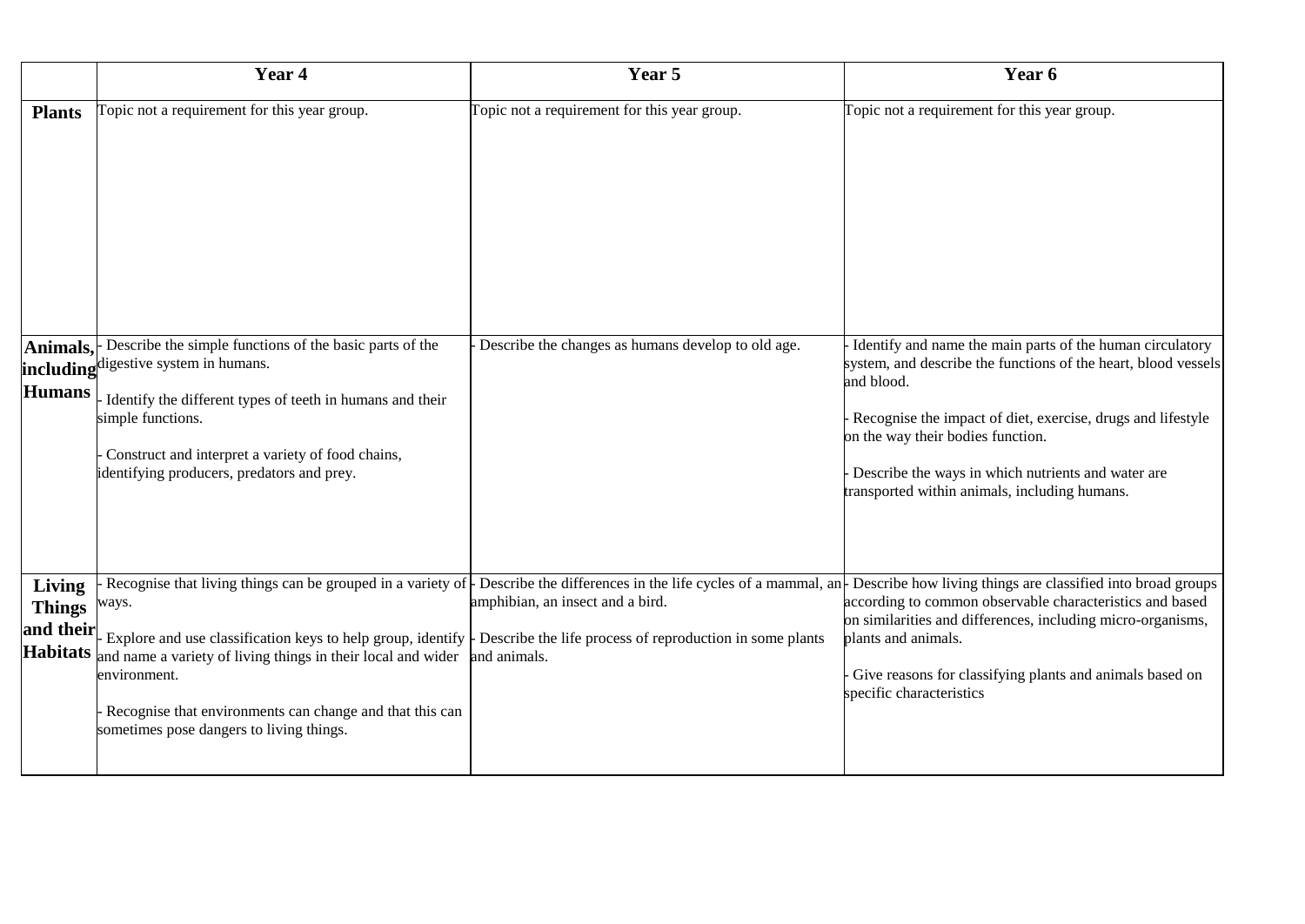| | Year 4 | Year 5 | Year 6 |
|---|---|---|---|
| **Plants** | Topic not a requirement for this year group. | Topic not a requirement for this year group. | Topic not a requirement for this year group. |
| **Animals, including Humans** | - Describe the simple functions of the basic parts of the digestive system in humans.<br><br>- Identify the different types of teeth in humans and their simple functions.<br><br>- Construct and interpret a variety of food chains, identifying producers, predators and prey. | - Describe the changes as humans develop to old age. | - Identify and name the main parts of the human circulatory system, and describe the functions of the heart, blood vessels and blood.<br><br>- Recognise the impact of diet, exercise, drugs and lifestyle on the way their bodies function.<br><br>- Describe the ways in which nutrients and water are transported within animals, including humans. |
| **Living Things and their Habitats** | - Recognise that living things can be grouped in a variety of ways.<br><br>- Explore and use classification keys to help group, identify and name a variety of living things in their local and wider environment.<br><br>- Recognise that environments can change and that this can sometimes pose dangers to living things. | - Describe the differences in the life cycles of a mammal, an amphibian, an insect and a bird.<br><br>- Describe the life process of reproduction in some plants and animals. | - Describe how living things are classified into broad groups according to common observable characteristics and based on similarities and differences, including micro-organisms, plants and animals.<br><br>- Give reasons for classifying plants and animals based on specific characteristics |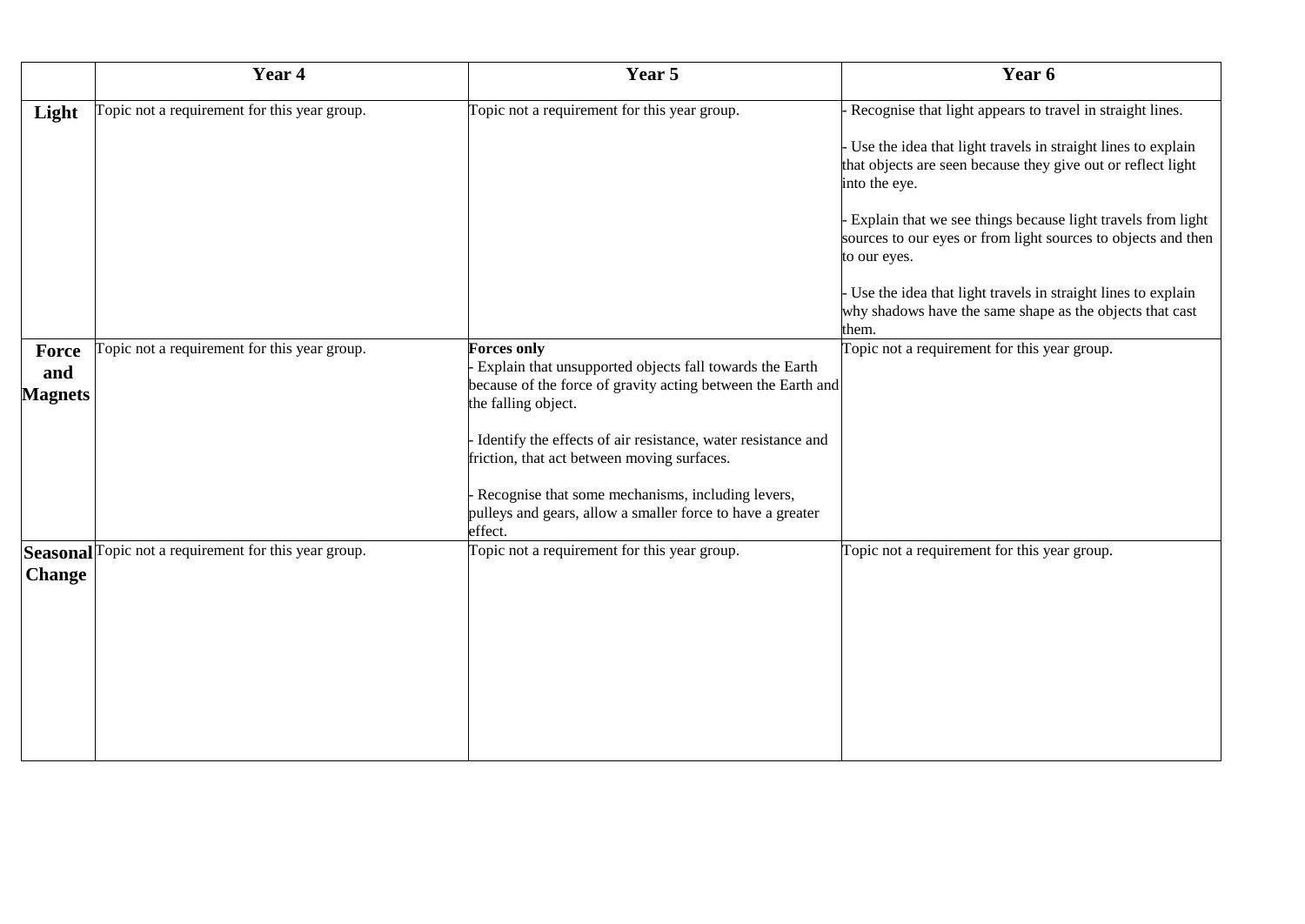| | Year 4 | Year 5 | Year 6 |
|---|---|---|---|
| **Light** | Topic not a requirement for this year group. | Topic not a requirement for this year group. | - Recognise that light appears to travel in straight lines.<br><br>- Use the idea that light travels in straight lines to explain that objects are seen because they give out or reflect light into the eye.<br><br>- Explain that we see things because light travels from light sources to our eyes or from light sources to objects and then to our eyes.<br><br>- Use the idea that light travels in straight lines to explain why shadows have the same shape as the objects that cast them. |
| **Force and Magnets** | Topic not a requirement for this year group. | **Forces only**<br>- Explain that unsupported objects fall towards the Earth because of the force of gravity acting between the Earth and the falling object.<br><br>- Identify the effects of air resistance, water resistance and friction, that act between moving surfaces.<br><br>- Recognise that some mechanisms, including levers, pulleys and gears, allow a smaller force to have a greater effect. | Topic not a requirement for this year group. |
| **Seasonal Change** | Topic not a requirement for this year group. | Topic not a requirement for this year group. | Topic not a requirement for this year group. |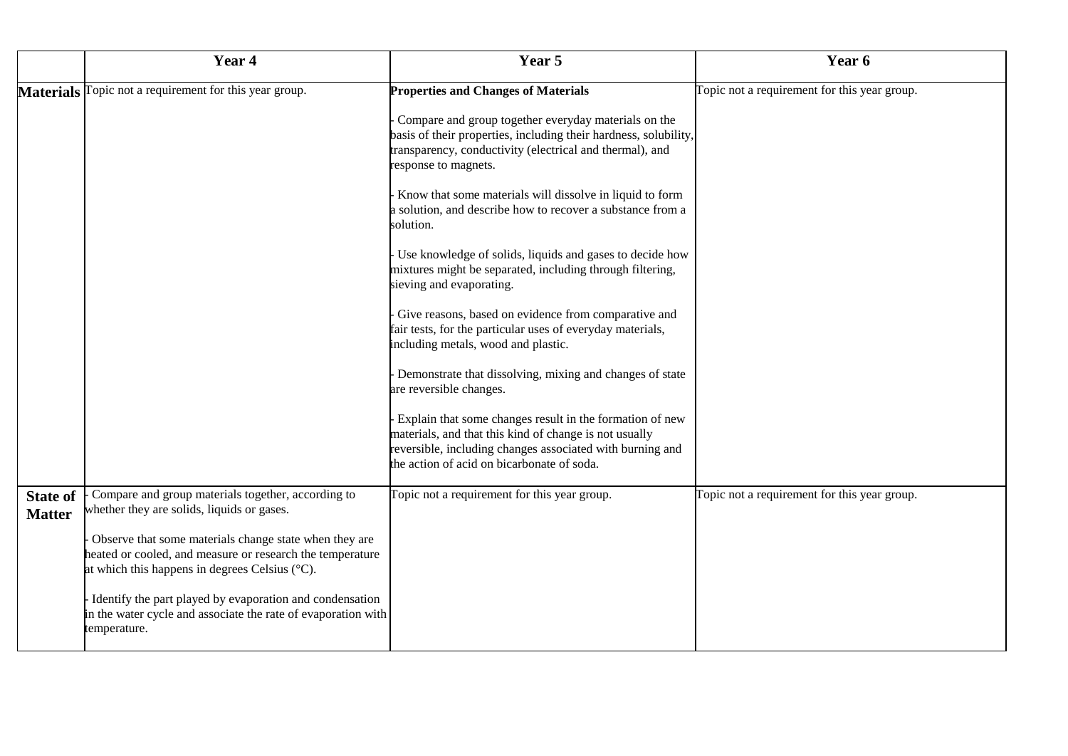| | Year 4 | Year 5 | Year 6 |
|---|---|---|---|
| **Materials** | Topic not a requirement for this year group. | **Properties and Changes of Materials**<br><br>- Compare and group together everyday materials on the basis of their properties, including their hardness, solubility, transparency, conductivity (electrical and thermal), and response to magnets.<br><br>- Know that some materials will dissolve in liquid to form a solution, and describe how to recover a substance from a solution.<br><br>- Use knowledge of solids, liquids and gases to decide how mixtures might be separated, including through filtering, sieving and evaporating.<br><br>- Give reasons, based on evidence from comparative and fair tests, for the particular uses of everyday materials, including metals, wood and plastic.<br><br>- Demonstrate that dissolving, mixing and changes of state are reversible changes.<br><br>- Explain that some changes result in the formation of new materials, and that this kind of change is not usually reversible, including changes associated with burning and the action of acid on bicarbonate of soda. | Topic not a requirement for this year group. |
| **State of Matter** | - Compare and group materials together, according to whether they are solids, liquids or gases.<br><br>- Observe that some materials change state when they are heated or cooled, and measure or research the temperature at which this happens in degrees Celsius (°C).<br><br>- Identify the part played by evaporation and condensation in the water cycle and associate the rate of evaporation with temperature. | Topic not a requirement for this year group. | Topic not a requirement for this year group. |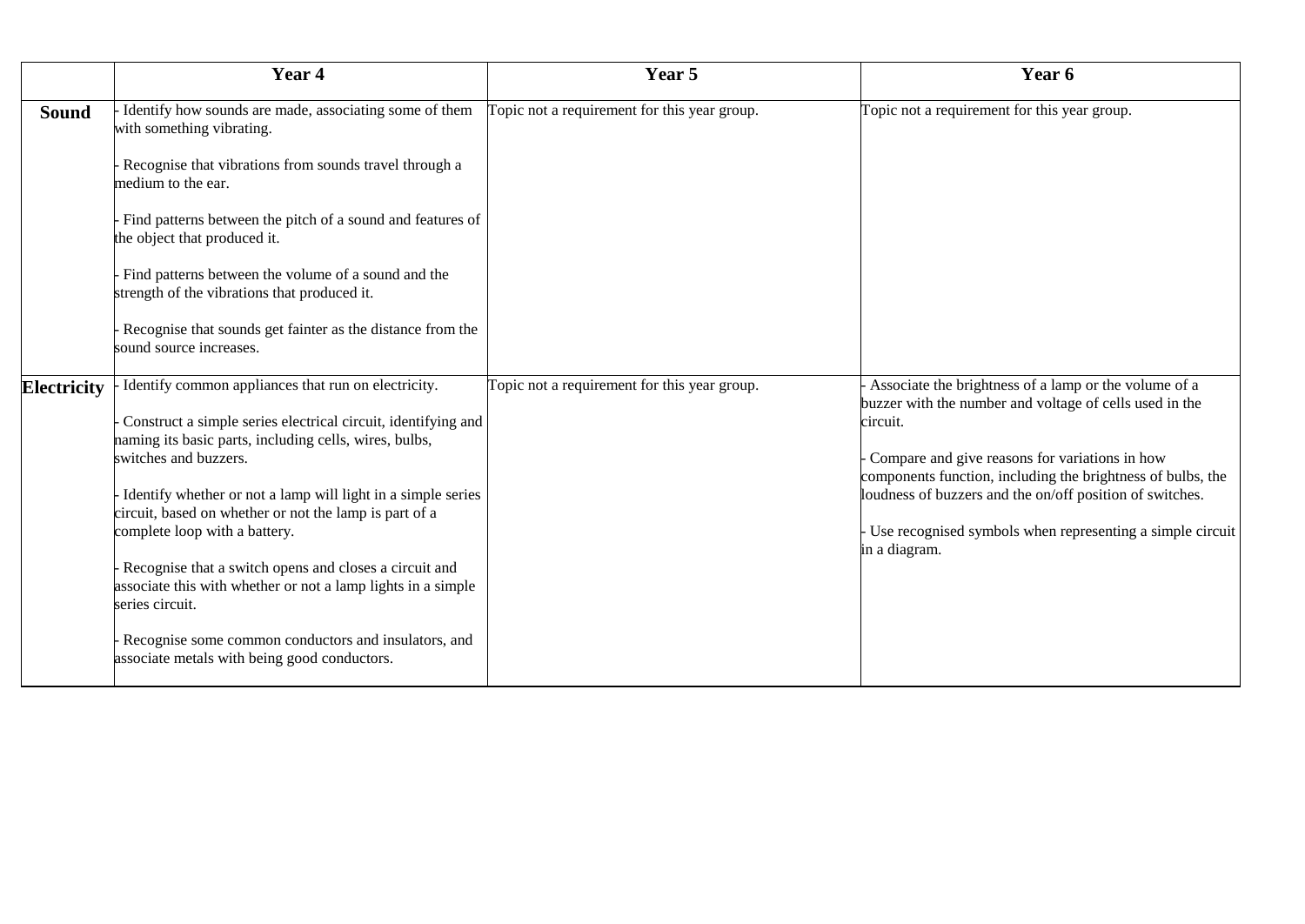| | Year 4 | Year 5 | Year 6 |
|---|---|---|---|
| **Sound** | - Identify how sounds are made, associating some of them with something vibrating.<br><br>- Recognise that vibrations from sounds travel through a medium to the ear.<br><br>- Find patterns between the pitch of a sound and features of the object that produced it.<br><br>- Find patterns between the volume of a sound and the strength of the vibrations that produced it.<br><br>- Recognise that sounds get fainter as the distance from the sound source increases. | Topic not a requirement for this year group. | Topic not a requirement for this year group. |
| **Electricity** | - Identify common appliances that run on electricity.<br><br>- Construct a simple series electrical circuit, identifying and naming its basic parts, including cells, wires, bulbs, switches and buzzers.<br><br>- Identify whether or not a lamp will light in a simple series circuit, based on whether or not the lamp is part of a complete loop with a battery.<br><br>- Recognise that a switch opens and closes a circuit and associate this with whether or not a lamp lights in a simple series circuit.<br><br>- Recognise some common conductors and insulators, and associate metals with being good conductors. | Topic not a requirement for this year group. | - Associate the brightness of a lamp or the volume of a buzzer with the number and voltage of cells used in the circuit.<br><br>- Compare and give reasons for variations in how components function, including the brightness of bulbs, the loudness of buzzers and the on/off position of switches.<br><br>- Use recognised symbols when representing a simple circuit in a diagram. |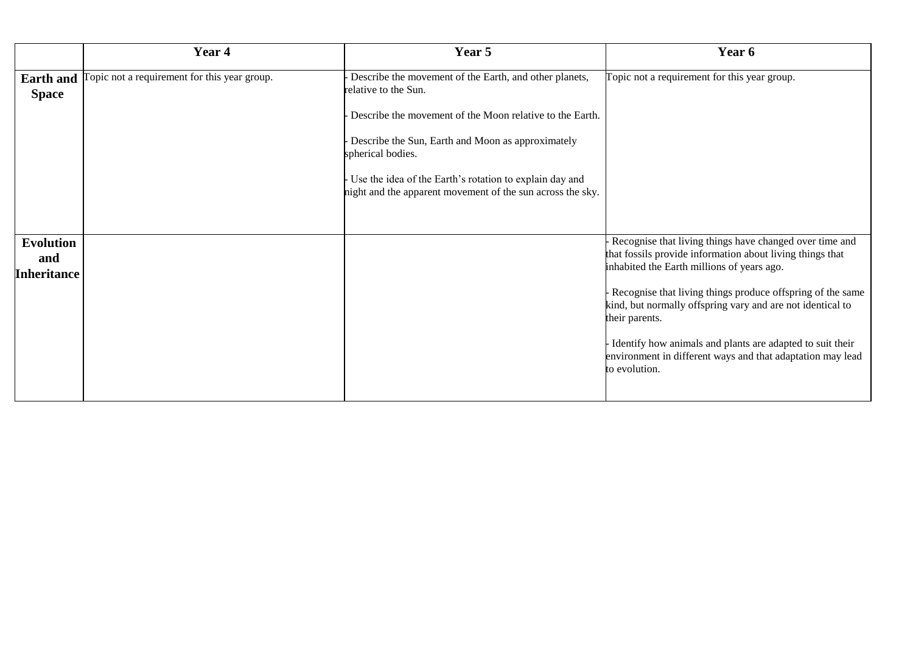| | Year 4 | Year 5 | Year 6 |
|---|---|---|---|
| **Earth and Space** | Topic not a requirement for this year group. | - Describe the movement of the Earth, and other planets, relative to the Sun.<br><br>- Describe the movement of the Moon relative to the Earth.<br><br>- Describe the Sun, Earth and Moon as approximately spherical bodies.<br><br>- Use the idea of the Earth's rotation to explain day and night and the apparent movement of the sun across the sky. | Topic not a requirement for this year group. |
| **Evolution and Inheritance** | | | - Recognise that living things have changed over time and that fossils provide information about living things that inhabited the Earth millions of years ago.<br><br>- Recognise that living things produce offspring of the same kind, but normally offspring vary and are not identical to their parents.<br><br>- Identify how animals and plants are adapted to suit their environment in different ways and that adaptation may lead to evolution. |